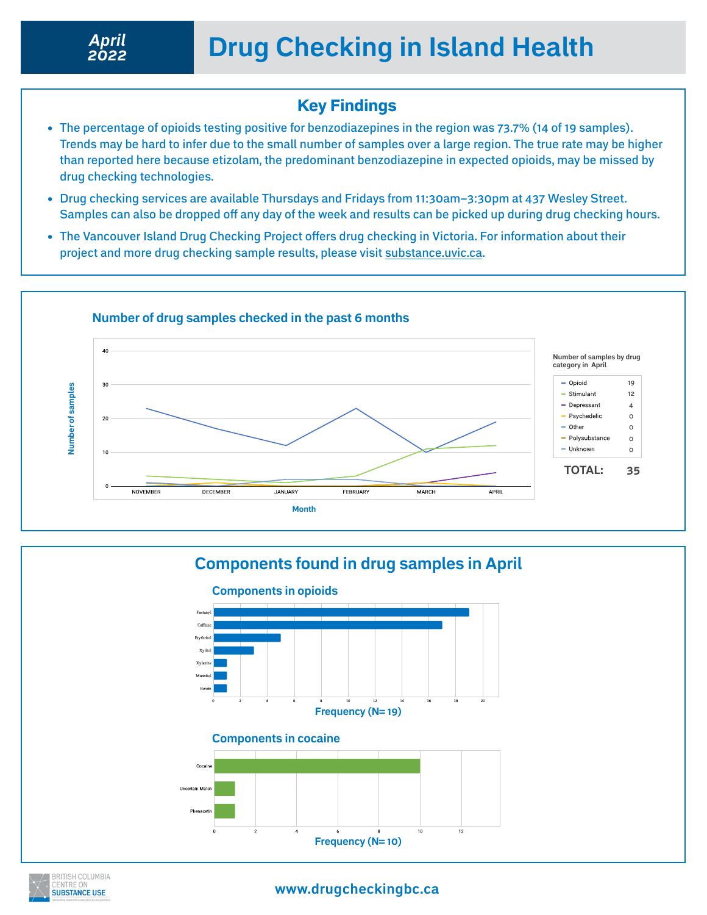# Drug Checking in Island Health

**April 2022**

## Key Findings

- The percentage of opioids testing positive for benzodiazepines in the region was 73.7% (14 of 19 samples). Trends may be hard to infer due to the small number of samples over a large region. The true rate may be higher than reported here because etizolam, the predominant benzodiazepine in expected opioids, may be missed by drug checking technologies.
- Drug checking services are available Thursdays and Fridays from 11:30am–3:30pm at 437 Wesley Street. Samples can also be dropped off any day of the week and results can be picked up during drug checking hours.
- The Vancouver Island Drug Checking Project offers drug checking in Victoria. For information about their project and more drug checking sample results, please visit substance.uvic.ca.

## Number of drug samples checked in the past 6 months

Number of samples by drug category in April

| Category | Samples |
|---|---|
| Opioid | 19 |
| Stimulant | 12 |
| Depressant | 4 |
| Psychedelic | 0 |
| Other | 0 |
| Polysubstance | 0 |
| Unknown | 0 |
| **TOTAL:** | **35** |

## Components found in drug samples in April

### Components in opioids

Frequency (N=19)

| Component | Frequency |
|---|---|
| Fentanyl | 19 |
| Caffeine | 17 |
| Erythritol | 5 |
| Xylitol | 3 |
| Xylazine | 1 |
| Mannitol | 1 |
| Heroin | 1 |

### Components in cocaine

Frequency (N=10)

| Component | Frequency |
|---|---|
| Cocaine | 10 |
| Uncertain Match | 1 |
| Phenacetin | 1 |

www.drugcheckingbc.ca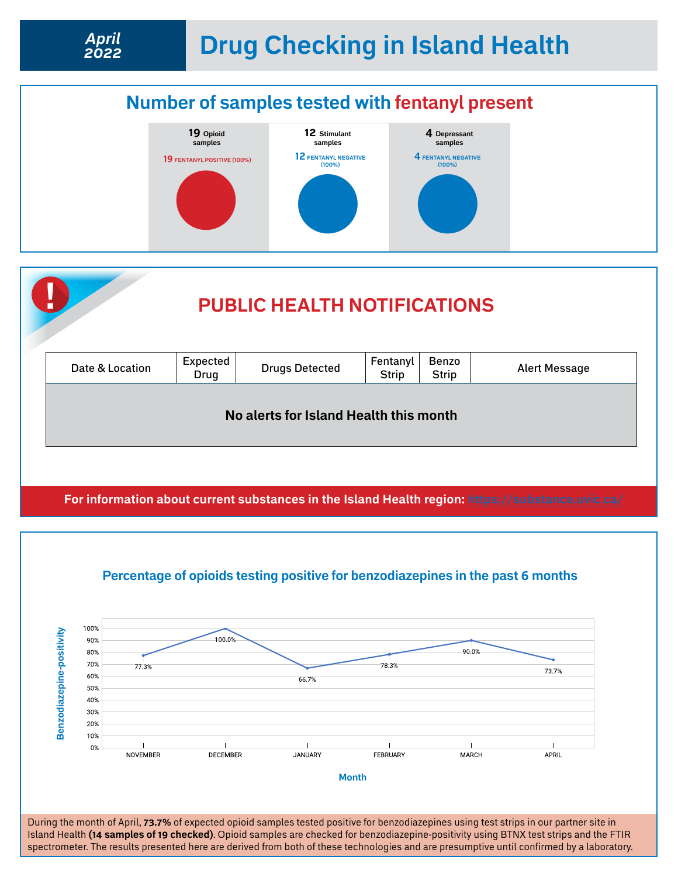**April 2022**

# Drug Checking in Island Health

## Number of samples tested with fentanyl present

| 19 Opioid samples | 12 Stimulant samples | 4 Depressant samples |
|---|---|---|
| 19 FENTANYL POSITIVE (100%) | 12 FENTANYL NEGATIVE (100%) | 4 FENTANYL NEGATIVE (100%) |

## PUBLIC HEALTH NOTIFICATIONS

| Date & Location | Expected Drug | Drugs Detected | Fentanyl Strip | Benzo Strip | Alert Message |
|---|---|---|---|---|---|
| No alerts for Island Health this month | | | | | |

For information about current substances in the Island Health region: https://substance.uvic.ca/

## Percentage of opioids testing positive for benzodiazepines in the past 6 months

| Month | Benzodiazepine-positivity |
|---|---|
| NOVEMBER | 77.3% |
| DECEMBER | 100.0% |
| JANUARY | 66.7% |
| FEBRUARY | 78.3% |
| MARCH | 90.0% |
| APRIL | 73.7% |

During the month of April, **73.7%** of expected opioid samples tested positive for benzodiazepines using test strips in our partner site in Island Health **(14 samples of 19 checked)**. Opioid samples are checked for benzodiazepine-positivity using BTNX test strips and the FTIR spectrometer. The results presented here are derived from both of these technologies and are presumptive until confirmed by a laboratory.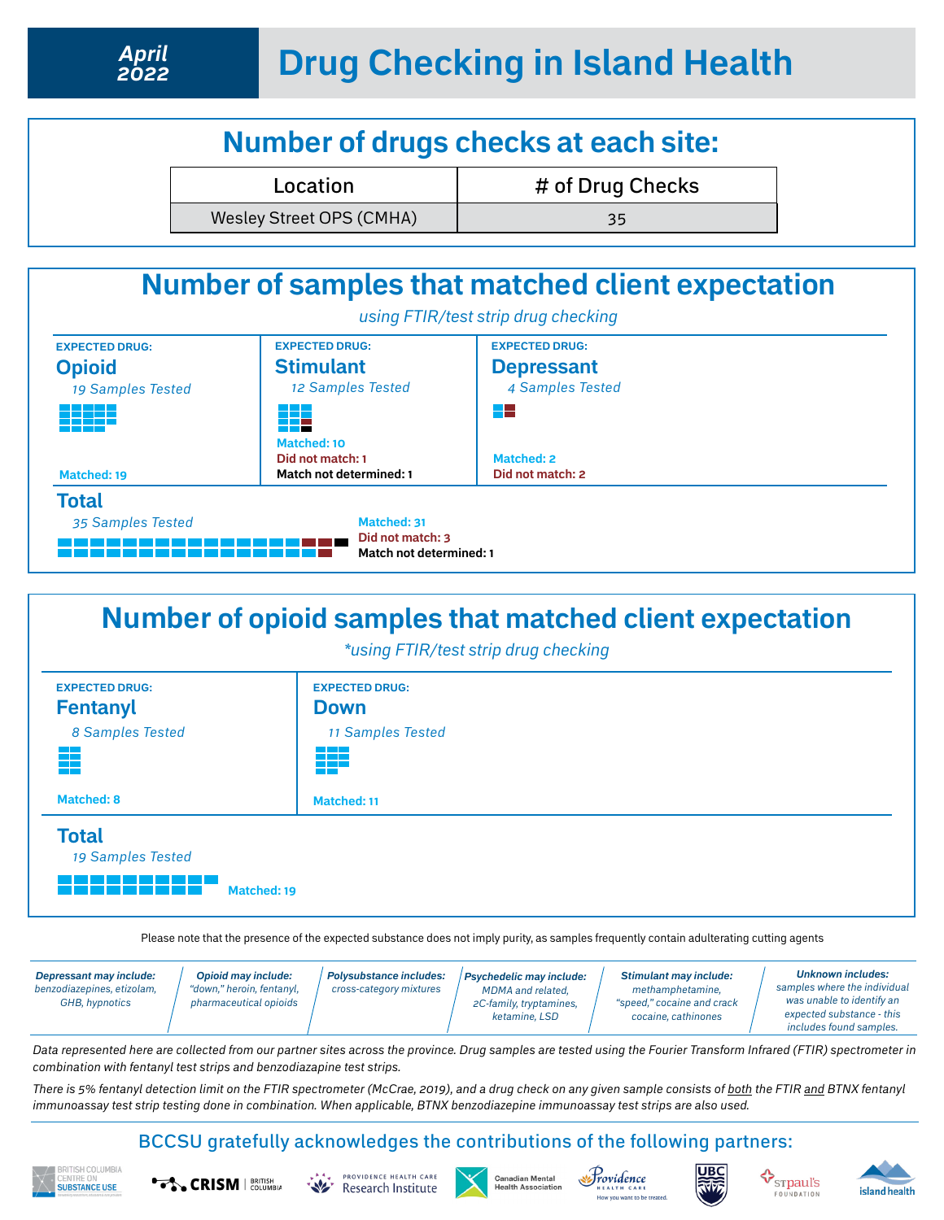**April 2022**

# Drug Checking in Island Health

## Number of drugs checks at each site:

| Location | # of Drug Checks |
|---|---|
| Wesley Street OPS (CMHA) | 35 |

## Number of samples that matched client expectation

*using FTIR/test strip drug checking*

**EXPECTED DRUG:**
### Opioid
*19 Samples Tested*

Matched: 19

**EXPECTED DRUG:**
### Stimulant
*12 Samples Tested*

Matched: 10
Did not match: 1
Match not determined: 1

**EXPECTED DRUG:**
### Depressant
*4 Samples Tested*

Matched: 2
Did not match: 2

### Total
*35 Samples Tested*

Matched: 31
Did not match: 3
Match not determined: 1

## Number of opioid samples that matched client expectation

*\*using FTIR/test strip drug checking*

**EXPECTED DRUG:**
### Fentanyl
*8 Samples Tested*

Matched: 8

**EXPECTED DRUG:**
### Down
*11 Samples Tested*

Matched: 11

### Total
*19 Samples Tested*

Matched: 19

Please note that the presence of the expected substance does not imply purity, as samples frequently contain adulterating cutting agents

***Depressant may include:*** *benzodiazepines, etizolam, GHB, hypnotics*

***Opioid may include:*** *"down," heroin, fentanyl, pharmaceutical opioids*

***Polysubstance includes:*** *cross-category mixtures*

***Psychedelic may include:*** *MDMA and related, 2C-family, tryptamines, ketamine, LSD*

***Stimulant may include:*** *methamphetamine, "speed," cocaine and crack cocaine, cathinones*

***Unknown includes:*** *samples where the individual was unable to identify an expected substance - this includes found samples.*

*Data represented here are collected from our partner sites across the province. Drug samples are tested using the Fourier Transform Infrared (FTIR) spectrometer in combination with fentanyl test strips and benzodiazapine test strips.*

*There is 5% fentanyl detection limit on the FTIR spectrometer (McCrae, 2019), and a drug check on any given sample consists of both the FTIR and BTNX fentanyl immunoassay test strip testing done in combination. When applicable, BTNX benzodiazepine immunoassay test strips are also used.*

BCCSU gratefully acknowledges the contributions of the following partners:

British Columbia Centre on Substance Use | CRISM British Columbia | Providence Health Care Research Institute | Canadian Mental Health Association | Providence Health Care | UBC | St. Paul's Foundation | Island Health